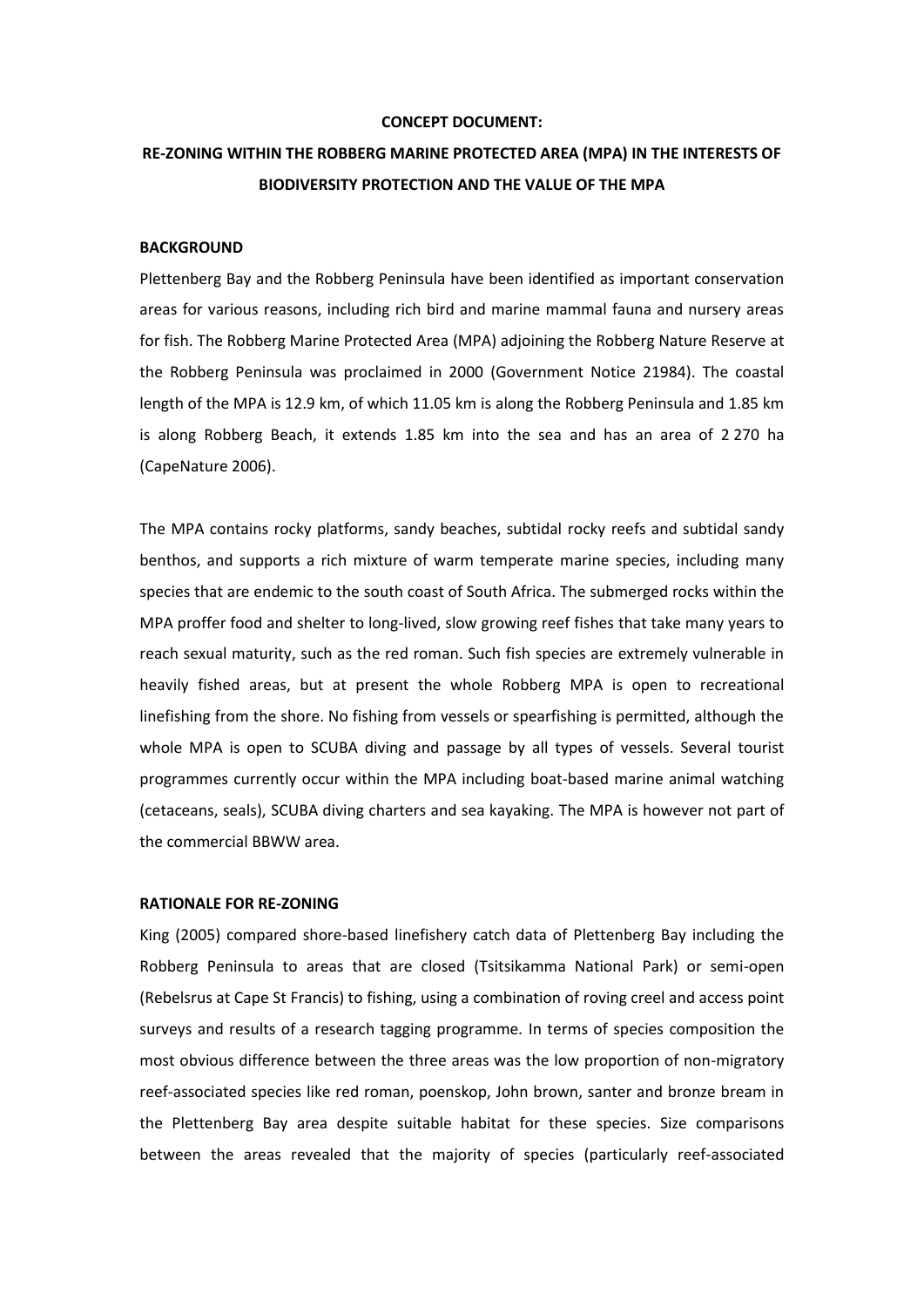**CONCEPT DOCUMENT:**

# RE-ZONING WITHIN THE ROBBERG MARINE PROTECTED AREA (MPA) IN THE INTERESTS OF BIODIVERSITY PROTECTION AND THE VALUE OF THE MPA

## BACKGROUND

Plettenberg Bay and the Robberg Peninsula have been identified as important conservation areas for various reasons, including rich bird and marine mammal fauna and nursery areas for fish. The Robberg Marine Protected Area (MPA) adjoining the Robberg Nature Reserve at the Robberg Peninsula was proclaimed in 2000 (Government Notice 21984). The coastal length of the MPA is 12.9 km, of which 11.05 km is along the Robberg Peninsula and 1.85 km is along Robberg Beach, it extends 1.85 km into the sea and has an area of 2 270 ha (CapeNature 2006).

The MPA contains rocky platforms, sandy beaches, subtidal rocky reefs and subtidal sandy benthos, and supports a rich mixture of warm temperate marine species, including many species that are endemic to the south coast of South Africa. The submerged rocks within the MPA proffer food and shelter to long-lived, slow growing reef fishes that take many years to reach sexual maturity, such as the red roman. Such fish species are extremely vulnerable in heavily fished areas, but at present the whole Robberg MPA is open to recreational linefishing from the shore. No fishing from vessels or spearfishing is permitted, although the whole MPA is open to SCUBA diving and passage by all types of vessels. Several tourist programmes currently occur within the MPA including boat-based marine animal watching (cetaceans, seals), SCUBA diving charters and sea kayaking. The MPA is however not part of the commercial BBWW area.

## RATIONALE FOR RE-ZONING

King (2005) compared shore-based linefishery catch data of Plettenberg Bay including the Robberg Peninsula to areas that are closed (Tsitsikamma National Park) or semi-open (Rebelsrus at Cape St Francis) to fishing, using a combination of roving creel and access point surveys and results of a research tagging programme. In terms of species composition the most obvious difference between the three areas was the low proportion of non-migratory reef-associated species like red roman, poenskop, John brown, santer and bronze bream in the Plettenberg Bay area despite suitable habitat for these species. Size comparisons between the areas revealed that the majority of species (particularly reef-associated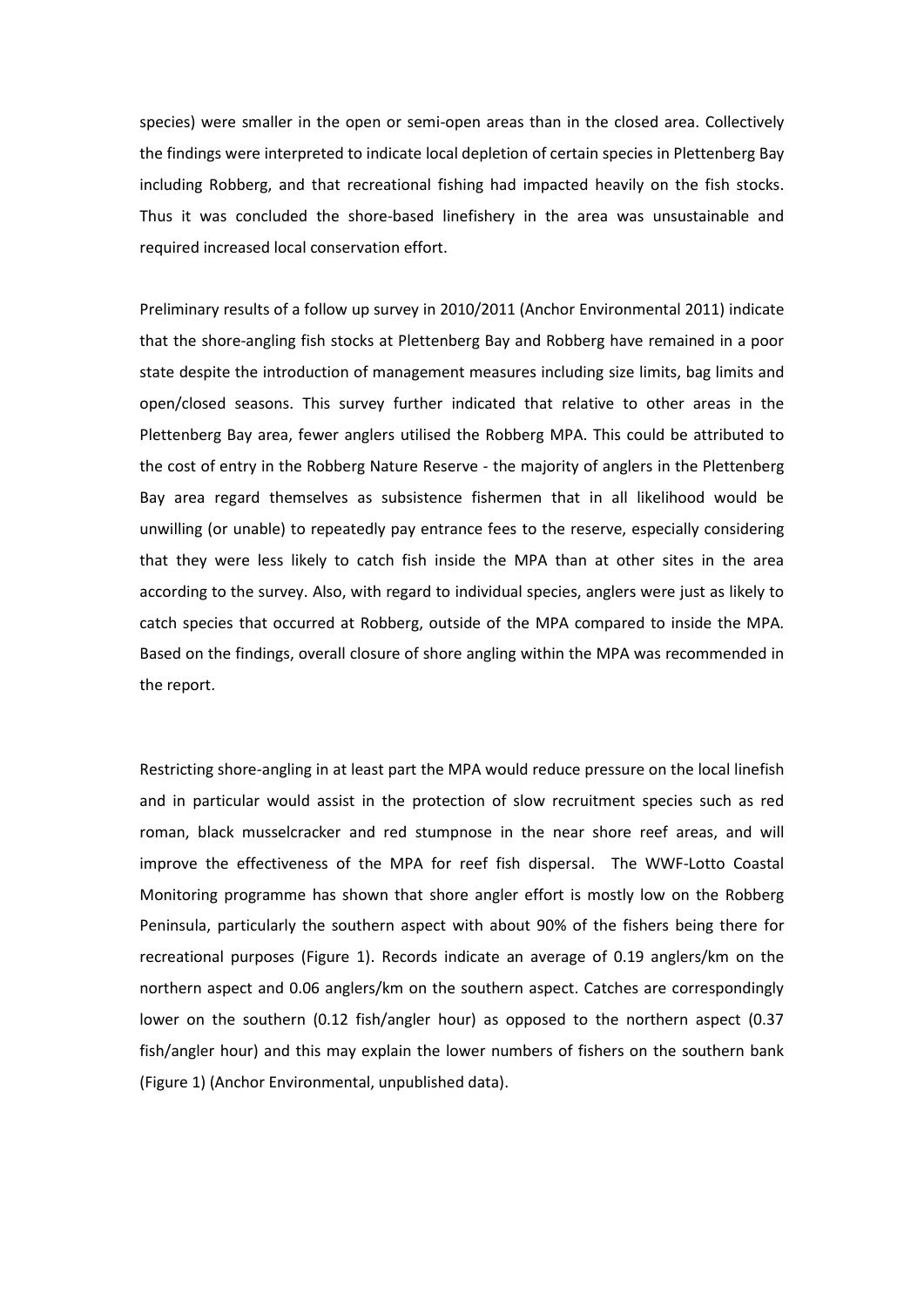species) were smaller in the open or semi-open areas than in the closed area. Collectively the findings were interpreted to indicate local depletion of certain species in Plettenberg Bay including Robberg, and that recreational fishing had impacted heavily on the fish stocks. Thus it was concluded the shore-based linefishery in the area was unsustainable and required increased local conservation effort.

Preliminary results of a follow up survey in 2010/2011 (Anchor Environmental 2011) indicate that the shore-angling fish stocks at Plettenberg Bay and Robberg have remained in a poor state despite the introduction of management measures including size limits, bag limits and open/closed seasons. This survey further indicated that relative to other areas in the Plettenberg Bay area, fewer anglers utilised the Robberg MPA. This could be attributed to the cost of entry in the Robberg Nature Reserve - the majority of anglers in the Plettenberg Bay area regard themselves as subsistence fishermen that in all likelihood would be unwilling (or unable) to repeatedly pay entrance fees to the reserve, especially considering that they were less likely to catch fish inside the MPA than at other sites in the area according to the survey. Also, with regard to individual species, anglers were just as likely to catch species that occurred at Robberg, outside of the MPA compared to inside the MPA. Based on the findings, overall closure of shore angling within the MPA was recommended in the report.

Restricting shore-angling in at least part the MPA would reduce pressure on the local linefish and in particular would assist in the protection of slow recruitment species such as red roman, black musselcracker and red stumpnose in the near shore reef areas, and will improve the effectiveness of the MPA for reef fish dispersal. The WWF-Lotto Coastal Monitoring programme has shown that shore angler effort is mostly low on the Robberg Peninsula, particularly the southern aspect with about 90% of the fishers being there for recreational purposes (Figure 1). Records indicate an average of 0.19 anglers/km on the northern aspect and 0.06 anglers/km on the southern aspect. Catches are correspondingly lower on the southern (0.12 fish/angler hour) as opposed to the northern aspect (0.37 fish/angler hour) and this may explain the lower numbers of fishers on the southern bank (Figure 1) (Anchor Environmental, unpublished data).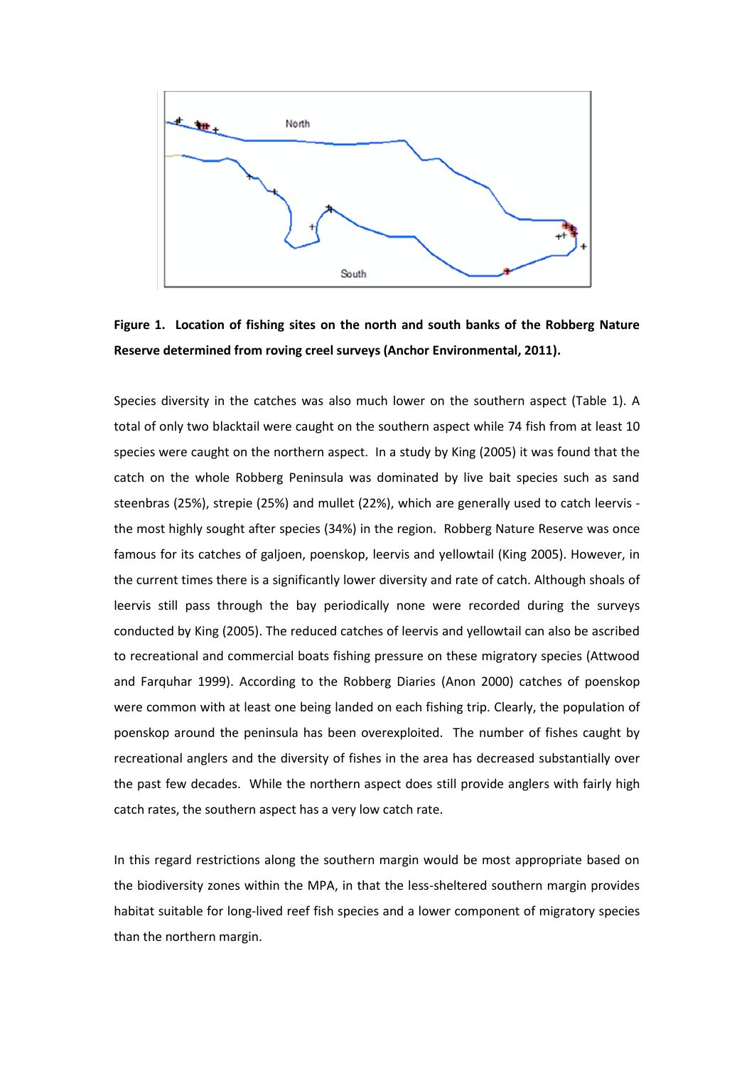**Figure 1. Location of fishing sites on the north and south banks of the Robberg Nature Reserve determined from roving creel surveys (Anchor Environmental, 2011).**

Species diversity in the catches was also much lower on the southern aspect (Table 1). A total of only two blacktail were caught on the southern aspect while 74 fish from at least 10 species were caught on the northern aspect. In a study by King (2005) it was found that the catch on the whole Robberg Peninsula was dominated by live bait species such as sand steenbras (25%), strepie (25%) and mullet (22%), which are generally used to catch leervis - the most highly sought after species (34%) in the region. Robberg Nature Reserve was once famous for its catches of galjoen, poenskop, leervis and yellowtail (King 2005). However, in the current times there is a significantly lower diversity and rate of catch. Although shoals of leervis still pass through the bay periodically none were recorded during the surveys conducted by King (2005). The reduced catches of leervis and yellowtail can also be ascribed to recreational and commercial boats fishing pressure on these migratory species (Attwood and Farquhar 1999). According to the Robberg Diaries (Anon 2000) catches of poenskop were common with at least one being landed on each fishing trip. Clearly, the population of poenskop around the peninsula has been overexploited. The number of fishes caught by recreational anglers and the diversity of fishes in the area has decreased substantially over the past few decades. While the northern aspect does still provide anglers with fairly high catch rates, the southern aspect has a very low catch rate.

In this regard restrictions along the southern margin would be most appropriate based on the biodiversity zones within the MPA, in that the less-sheltered southern margin provides habitat suitable for long-lived reef fish species and a lower component of migratory species than the northern margin.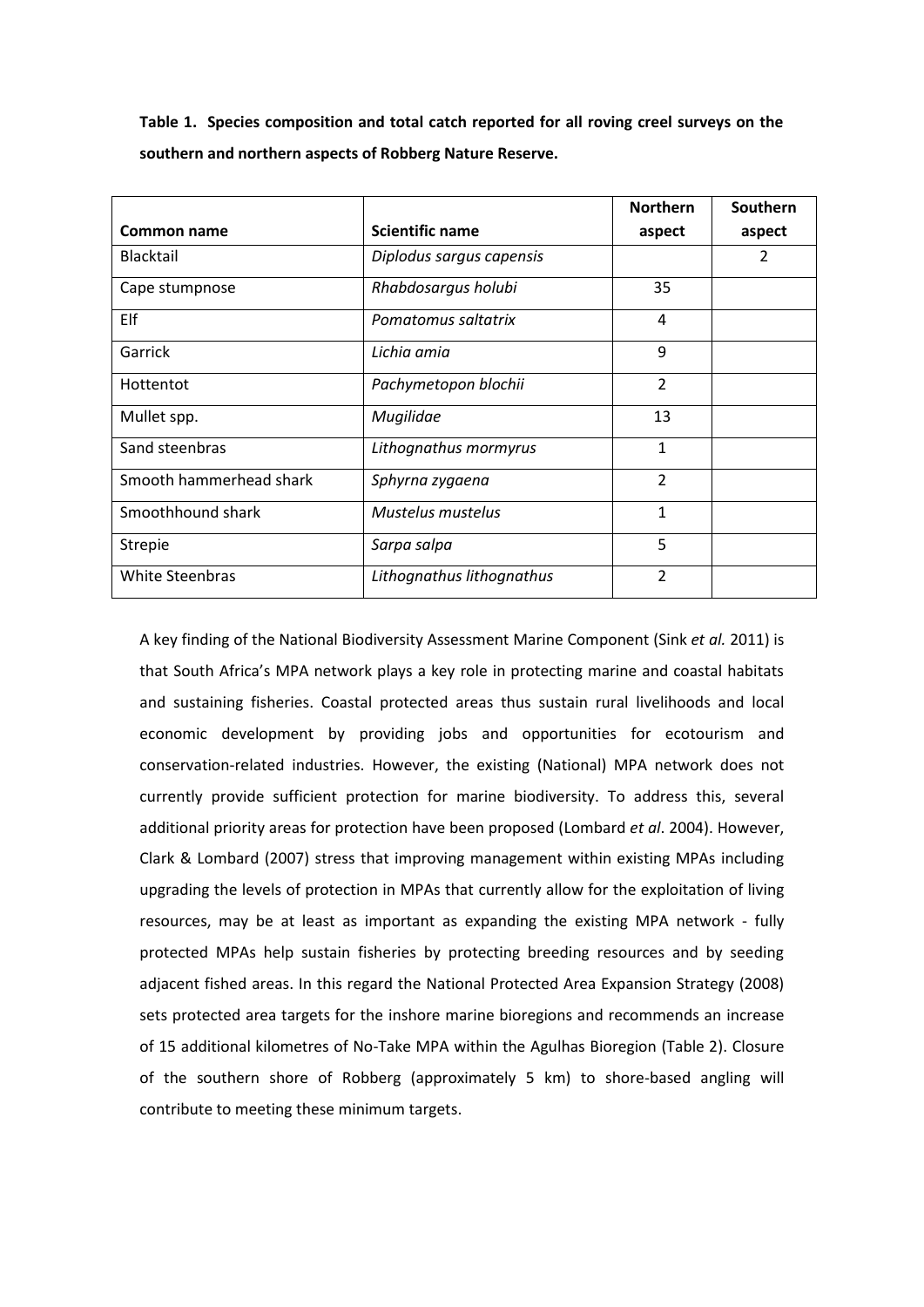**Table 1. Species composition and total catch reported for all roving creel surveys on the southern and northern aspects of Robberg Nature Reserve.**

| Common name | Scientific name | Northern aspect | Southern aspect |
|---|---|---|---|
| Blacktail | *Diplodus sargus capensis* | | 2 |
| Cape stumpnose | *Rhabdosargus holubi* | 35 | |
| Elf | *Pomatomus saltatrix* | 4 | |
| Garrick | *Lichia amia* | 9 | |
| Hottentot | *Pachymetopon blochii* | 2 | |
| Mullet spp. | *Mugilidae* | 13 | |
| Sand steenbras | *Lithognathus mormyrus* | 1 | |
| Smooth hammerhead shark | *Sphyrna zygaena* | 2 | |
| Smoothhound shark | *Mustelus mustelus* | 1 | |
| Strepie | *Sarpa salpa* | 5 | |
| White Steenbras | *Lithognathus lithognathus* | 2 | |

A key finding of the National Biodiversity Assessment Marine Component (Sink *et al.* 2011) is that South Africa's MPA network plays a key role in protecting marine and coastal habitats and sustaining fisheries. Coastal protected areas thus sustain rural livelihoods and local economic development by providing jobs and opportunities for ecotourism and conservation-related industries. However, the existing (National) MPA network does not currently provide sufficient protection for marine biodiversity. To address this, several additional priority areas for protection have been proposed (Lombard *et al*. 2004). However, Clark & Lombard (2007) stress that improving management within existing MPAs including upgrading the levels of protection in MPAs that currently allow for the exploitation of living resources, may be at least as important as expanding the existing MPA network - fully protected MPAs help sustain fisheries by protecting breeding resources and by seeding adjacent fished areas. In this regard the National Protected Area Expansion Strategy (2008) sets protected area targets for the inshore marine bioregions and recommends an increase of 15 additional kilometres of No-Take MPA within the Agulhas Bioregion (Table 2). Closure of the southern shore of Robberg (approximately 5 km) to shore-based angling will contribute to meeting these minimum targets.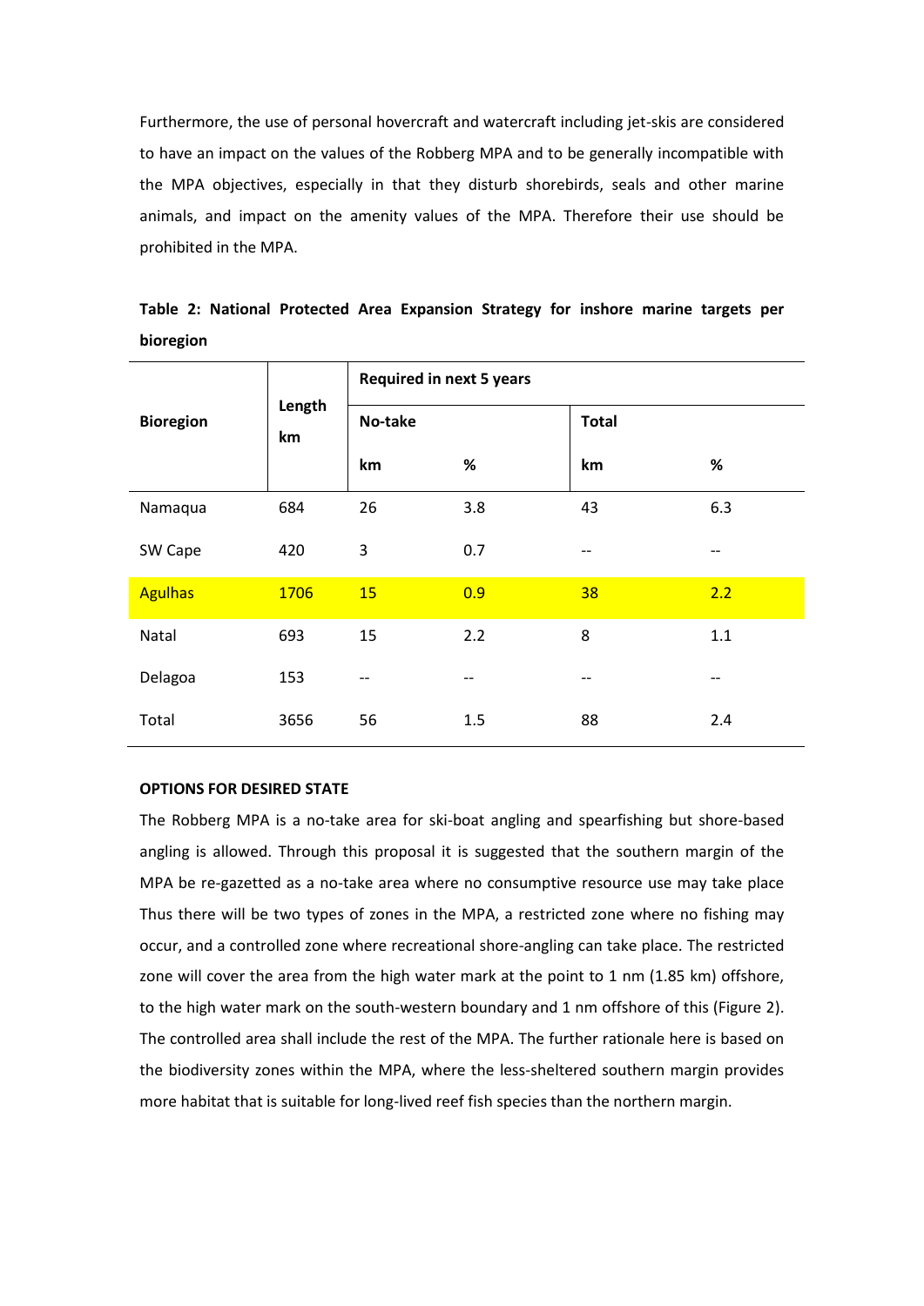Furthermore, the use of personal hovercraft and watercraft including jet-skis are considered to have an impact on the values of the Robberg MPA and to be generally incompatible with the MPA objectives, especially in that they disturb shorebirds, seals and other marine animals, and impact on the amenity values of the MPA. Therefore their use should be prohibited in the MPA.

**Table 2: National Protected Area Expansion Strategy for inshore marine targets per bioregion**

| Bioregion | Length km | Required in next 5 years | | | |
|---|---|---|---|---|---|
| | | No-take | | Total | |
| | | km | % | km | % |
| Namaqua | 684 | 26 | 3.8 | 43 | 6.3 |
| SW Cape | 420 | 3 | 0.7 | -- | -- |
| Agulhas | 1706 | 15 | 0.9 | 38 | 2.2 |
| Natal | 693 | 15 | 2.2 | 8 | 1.1 |
| Delagoa | 153 | -- | -- | -- | -- |
| Total | 3656 | 56 | 1.5 | 88 | 2.4 |

**OPTIONS FOR DESIRED STATE**

The Robberg MPA is a no-take area for ski-boat angling and spearfishing but shore-based angling is allowed. Through this proposal it is suggested that the southern margin of the MPA be re-gazetted as a no-take area where no consumptive resource use may take place Thus there will be two types of zones in the MPA, a restricted zone where no fishing may occur, and a controlled zone where recreational shore-angling can take place. The restricted zone will cover the area from the high water mark at the point to 1 nm (1.85 km) offshore, to the high water mark on the south-western boundary and 1 nm offshore of this (Figure 2). The controlled area shall include the rest of the MPA. The further rationale here is based on the biodiversity zones within the MPA, where the less-sheltered southern margin provides more habitat that is suitable for long-lived reef fish species than the northern margin.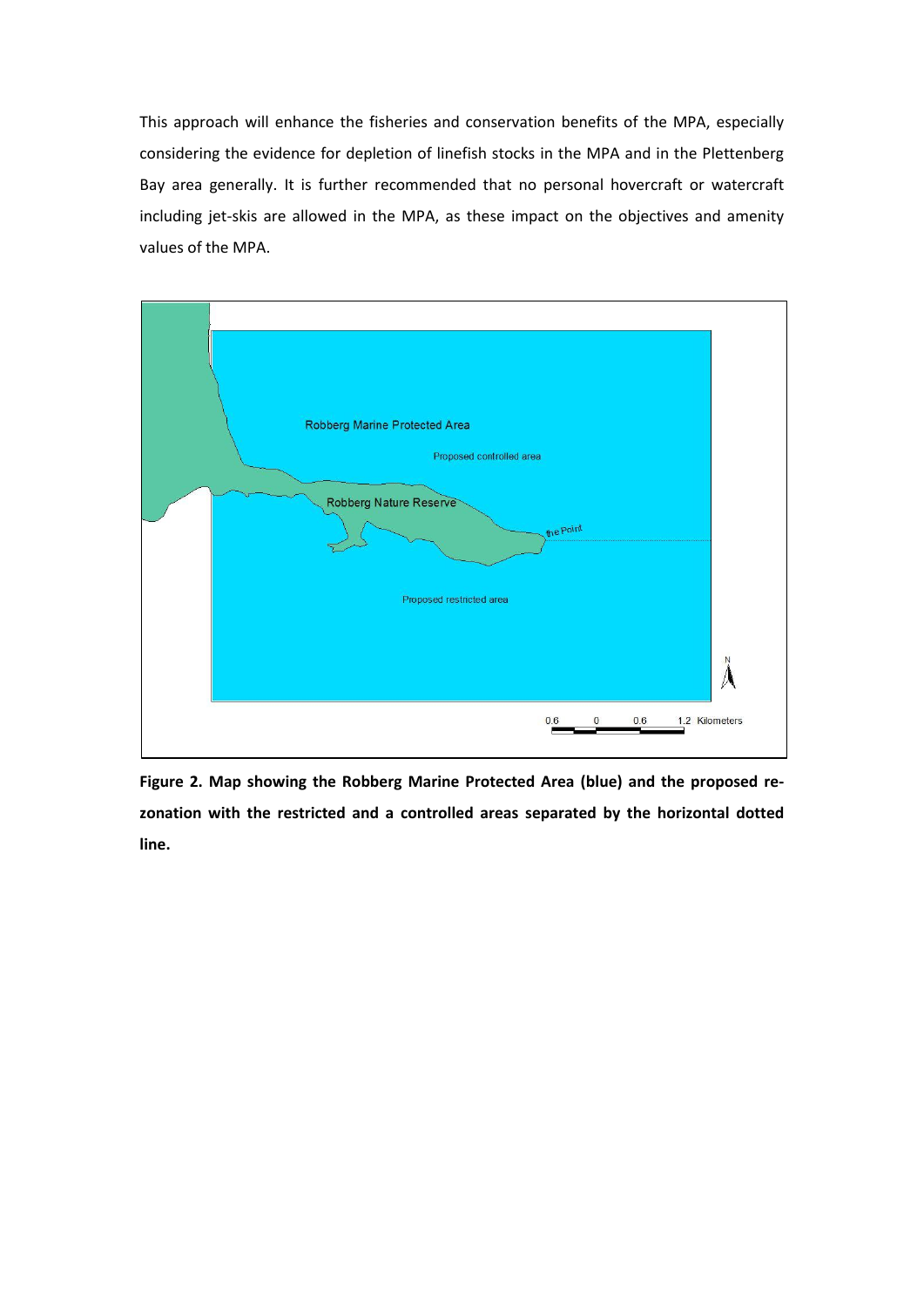This approach will enhance the fisheries and conservation benefits of the MPA, especially considering the evidence for depletion of linefish stocks in the MPA and in the Plettenberg Bay area generally. It is further recommended that no personal hovercraft or watercraft including jet-skis are allowed in the MPA, as these impact on the objectives and amenity values of the MPA.

**Figure 2. Map showing the Robberg Marine Protected Area (blue) and the proposed re-zonation with the restricted and a controlled areas separated by the horizontal dotted line.**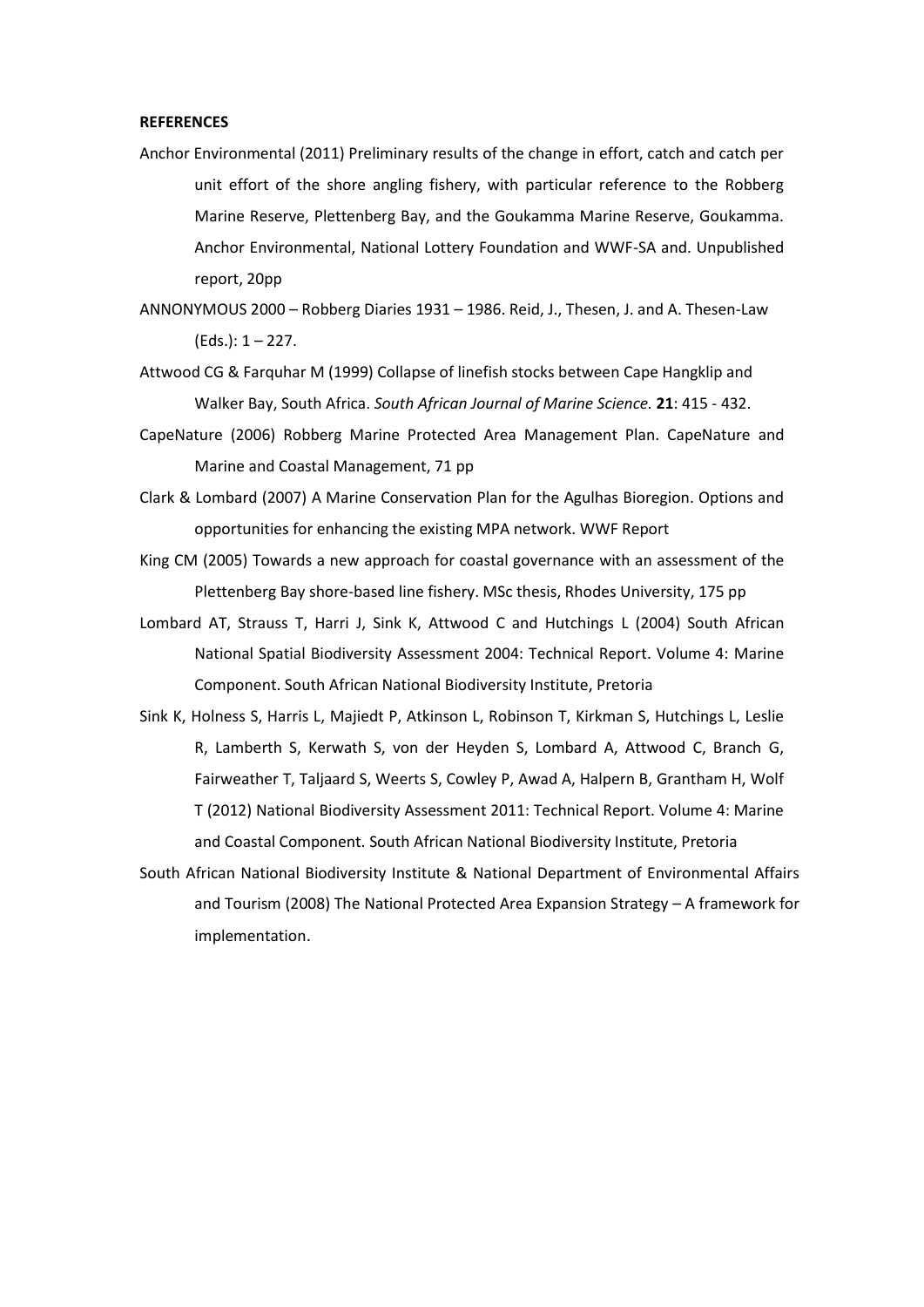**REFERENCES**

Anchor Environmental (2011) Preliminary results of the change in effort, catch and catch per unit effort of the shore angling fishery, with particular reference to the Robberg Marine Reserve, Plettenberg Bay, and the Goukamma Marine Reserve, Goukamma. Anchor Environmental, National Lottery Foundation and WWF-SA and. Unpublished report, 20pp

ANNONYMOUS 2000 – Robberg Diaries 1931 – 1986. Reid, J., Thesen, J. and A. Thesen-Law (Eds.): 1 – 227.

Attwood CG & Farquhar M (1999) Collapse of linefish stocks between Cape Hangklip and Walker Bay, South Africa. *South African Journal of Marine Science.* **21**: 415 - 432.

CapeNature (2006) Robberg Marine Protected Area Management Plan. CapeNature and Marine and Coastal Management, 71 pp

Clark & Lombard (2007) A Marine Conservation Plan for the Agulhas Bioregion. Options and opportunities for enhancing the existing MPA network. WWF Report

King CM (2005) Towards a new approach for coastal governance with an assessment of the Plettenberg Bay shore-based line fishery. MSc thesis, Rhodes University, 175 pp

Lombard AT, Strauss T, Harri J, Sink K, Attwood C and Hutchings L (2004) South African National Spatial Biodiversity Assessment 2004: Technical Report. Volume 4: Marine Component. South African National Biodiversity Institute, Pretoria

Sink K, Holness S, Harris L, Majiedt P, Atkinson L, Robinson T, Kirkman S, Hutchings L, Leslie R, Lamberth S, Kerwath S, von der Heyden S, Lombard A, Attwood C, Branch G, Fairweather T, Taljaard S, Weerts S, Cowley P, Awad A, Halpern B, Grantham H, Wolf T (2012) National Biodiversity Assessment 2011: Technical Report. Volume 4: Marine and Coastal Component. South African National Biodiversity Institute, Pretoria

South African National Biodiversity Institute & National Department of Environmental Affairs and Tourism (2008) The National Protected Area Expansion Strategy – A framework for implementation.